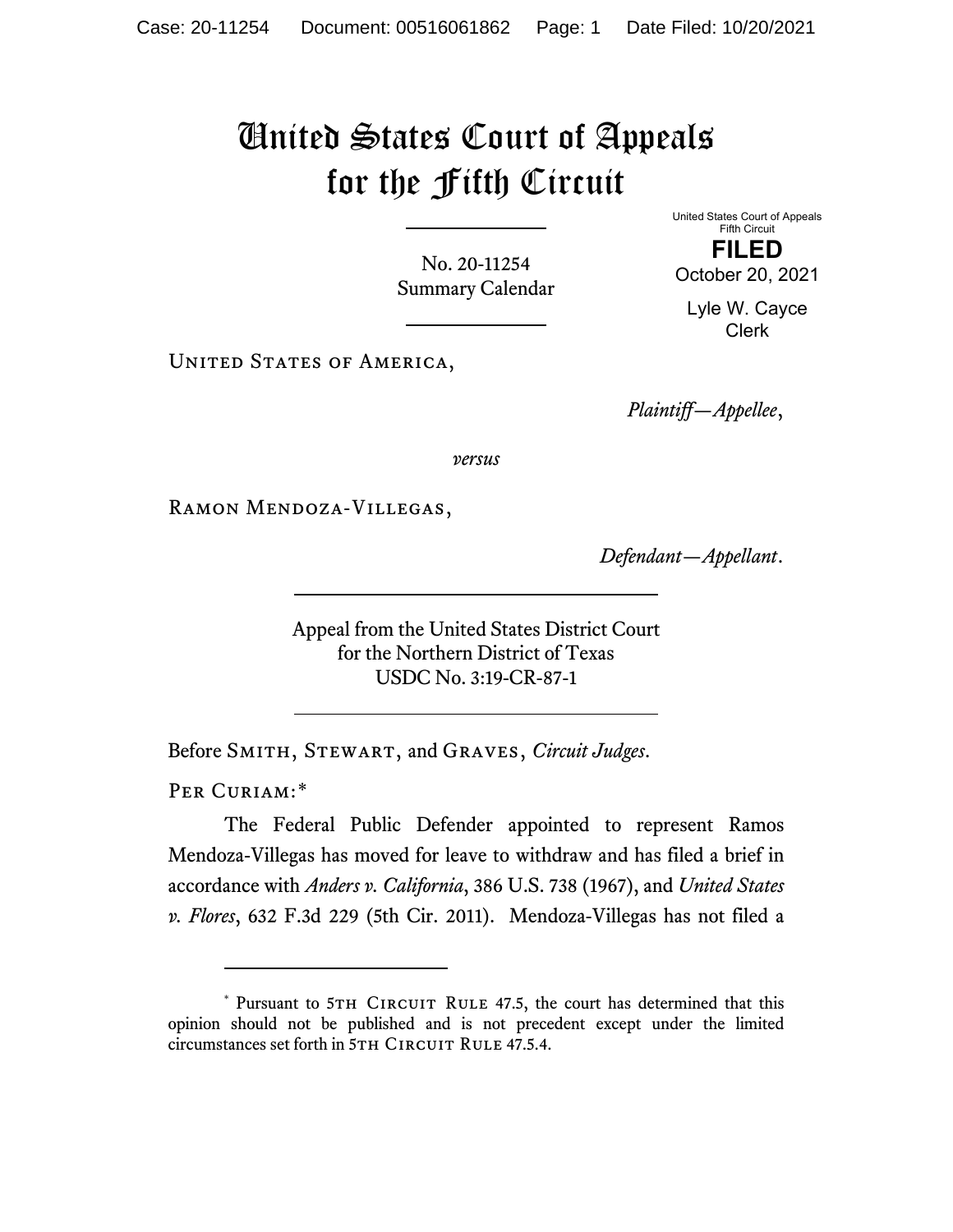# United States Court of Appeals for the Fifth Circuit

No. 20-11254
Summary Calendar

United States Court of Appeals
Fifth Circuit

**FILED**

October 20, 2021

Lyle W. Cayce
Clerk

United States of America,

*Plaintiff—Appellee*,

*versus*

Ramon Mendoza-Villegas,

*Defendant—Appellant*.

Appeal from the United States District Court
for the Northern District of Texas
USDC No. 3:19-CR-87-1

Before Smith, Stewart, and Graves, *Circuit Judges*.

Per Curiam:*

The Federal Public Defender appointed to represent Ramos Mendoza-Villegas has moved for leave to withdraw and has filed a brief in accordance with *Anders v. California*, 386 U.S. 738 (1967), and *United States v. Flores*, 632 F.3d 229 (5th Cir. 2011). Mendoza-Villegas has not filed a

---

* Pursuant to 5th Circuit Rule 47.5, the court has determined that this opinion should not be published and is not precedent except under the limited circumstances set forth in 5th Circuit Rule 47.5.4.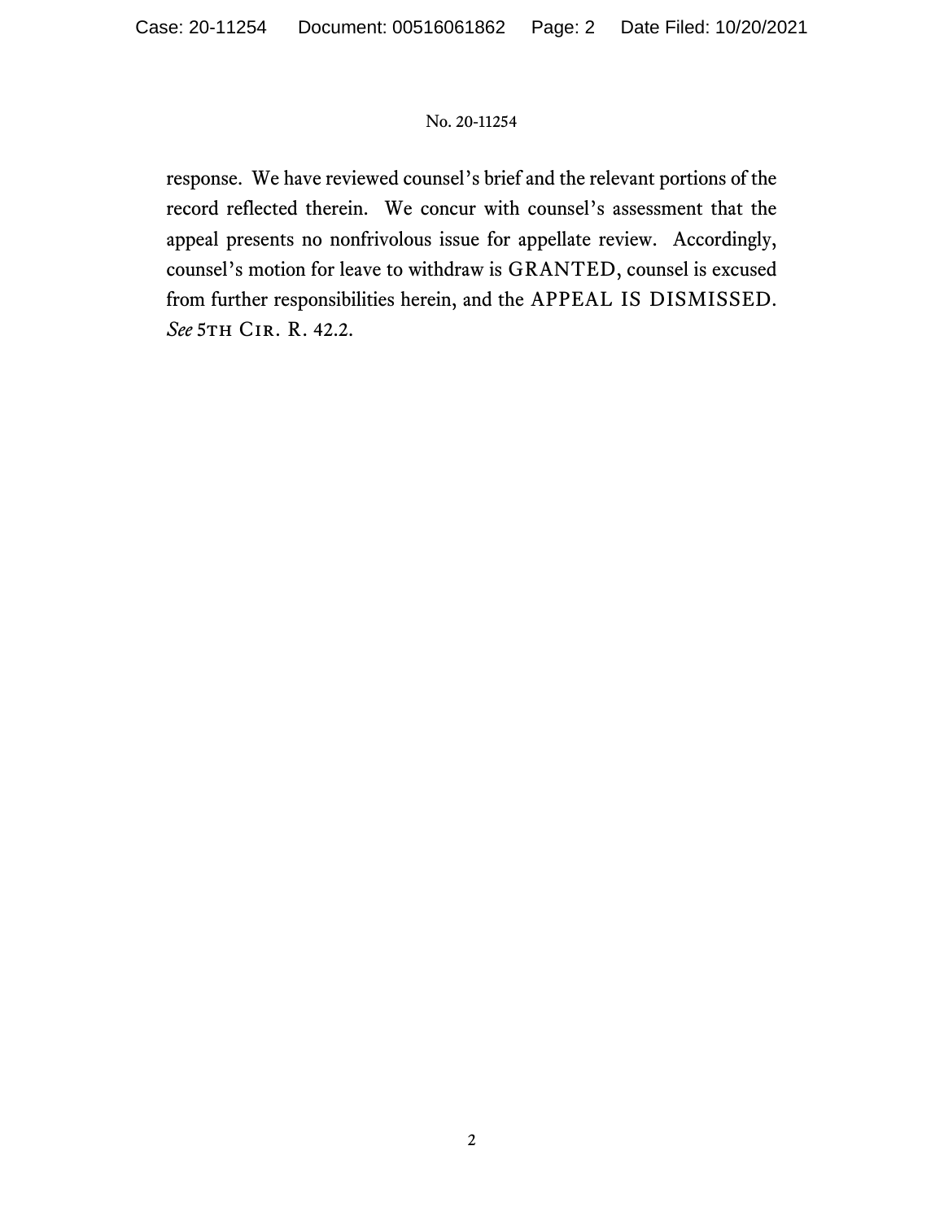response. We have reviewed counsel's brief and the relevant portions of the record reflected therein. We concur with counsel's assessment that the appeal presents no nonfrivolous issue for appellate review. Accordingly, counsel's motion for leave to withdraw is GRANTED, counsel is excused from further responsibilities herein, and the APPEAL IS DISMISSED. *See* 5TH CIR. R. 42.2.